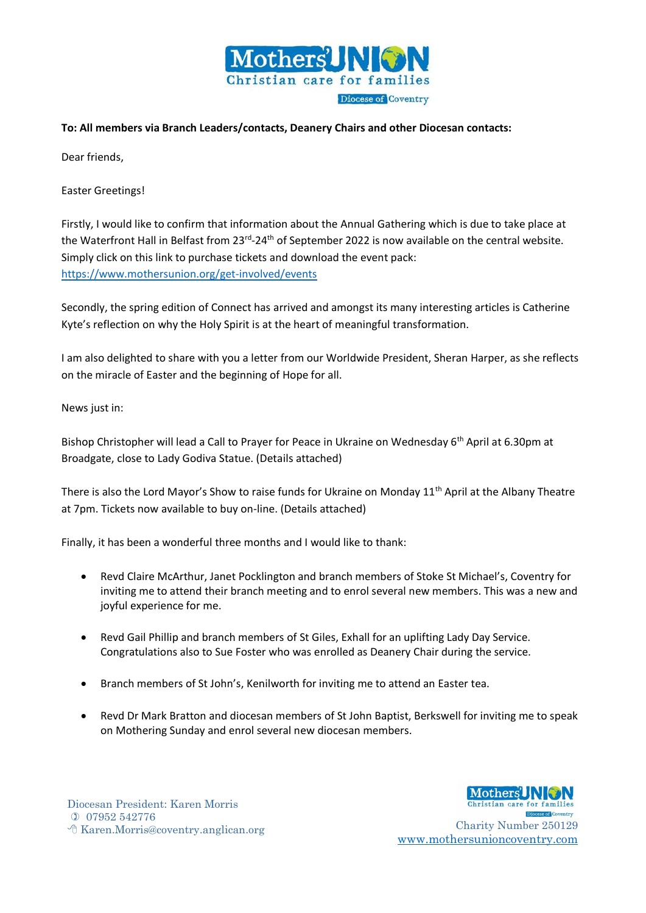**To: All members via Branch Leaders/contacts, Deanery Chairs and other Diocesan contacts:**

Dear friends,

Easter Greetings!

Firstly, I would like to confirm that information about the Annual Gathering which is due to take place at the Waterfront Hall in Belfast from 23rd-24th of September 2022 is now available on the central website. Simply click on this link to purchase tickets and download the event pack: [https://www.mothersunion.org/get-involved/events](https://www.mothersunion.org/get-involved/events)

Secondly, the spring edition of Connect has arrived and amongst its many interesting articles is Catherine Kyte's reflection on why the Holy Spirit is at the heart of meaningful transformation.

I am also delighted to share with you a letter from our Worldwide President, Sheran Harper, as she reflects on the miracle of Easter and the beginning of Hope for all.

News just in:

Bishop Christopher will lead a Call to Prayer for Peace in Ukraine on Wednesday 6th April at 6.30pm at Broadgate, close to Lady Godiva Statue. (Details attached)

There is also the Lord Mayor's Show to raise funds for Ukraine on Monday 11th April at the Albany Theatre at 7pm. Tickets now available to buy on-line. (Details attached)

Finally, it has been a wonderful three months and I would like to thank:

- Revd Claire McArthur, Janet Pocklington and branch members of Stoke St Michael's, Coventry for inviting me to attend their branch meeting and to enrol several new members. This was a new and joyful experience for me.
- Revd Gail Phillip and branch members of St Giles, Exhall for an uplifting Lady Day Service. Congratulations also to Sue Foster who was enrolled as Deanery Chair during the service.
- Branch members of St John's, Kenilworth for inviting me to attend an Easter tea.
- Revd Dr Mark Bratton and diocesan members of St John Baptist, Berkswell for inviting me to speak on Mothering Sunday and enrol several new diocesan members.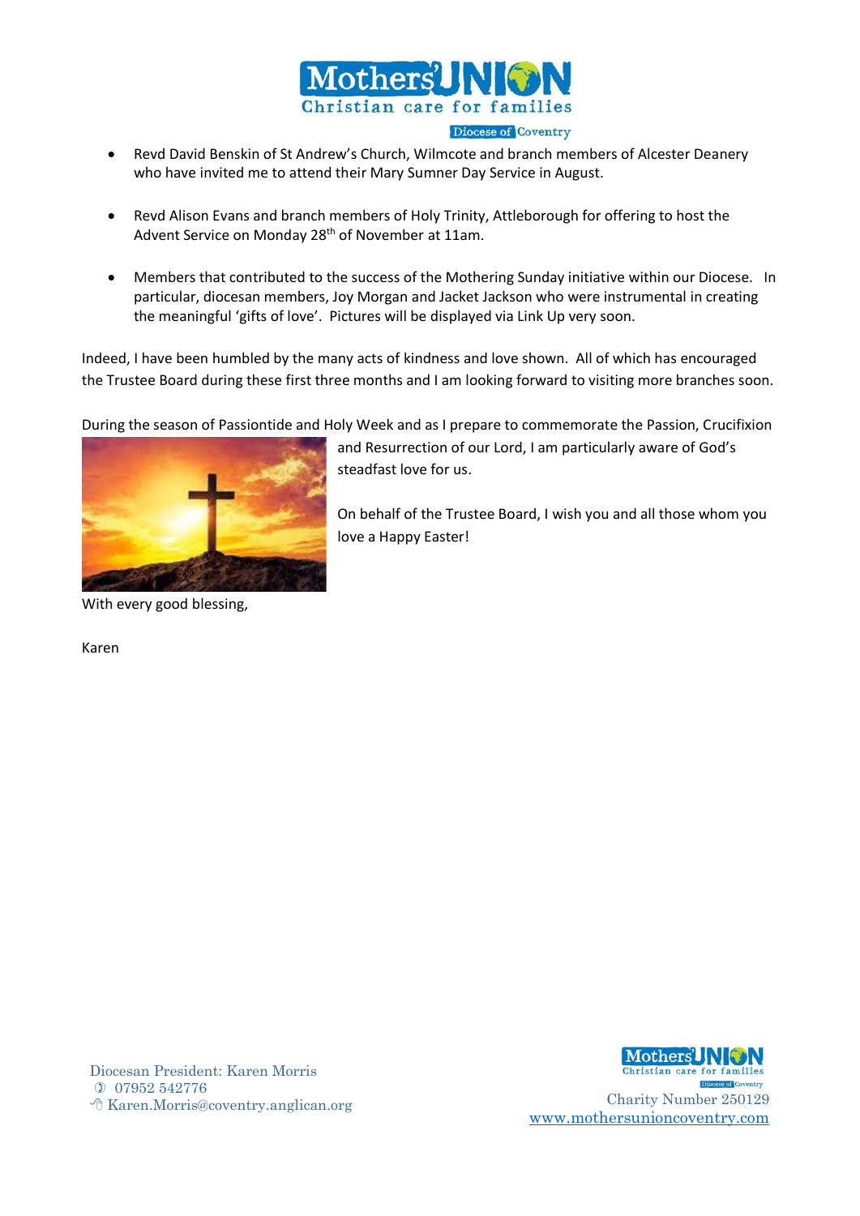- Revd David Benskin of St Andrew's Church, Wilmcote and branch members of Alcester Deanery who have invited me to attend their Mary Sumner Day Service in August.

- Revd Alison Evans and branch members of Holy Trinity, Attleborough for offering to host the Advent Service on Monday 28th of November at 11am.

- Members that contributed to the success of the Mothering Sunday initiative within our Diocese. In particular, diocesan members, Joy Morgan and Jacket Jackson who were instrumental in creating the meaningful 'gifts of love'. Pictures will be displayed via Link Up very soon.

Indeed, I have been humbled by the many acts of kindness and love shown. All of which has encouraged the Trustee Board during these first three months and I am looking forward to visiting more branches soon.

During the season of Passiontide and Holy Week and as I prepare to commemorate the Passion, Crucifixion and Resurrection of our Lord, I am particularly aware of God's steadfast love for us.

On behalf of the Trustee Board, I wish you and all those whom you love a Happy Easter!

With every good blessing,

Karen

Diocesan President: Karen Morris
07952 542776
Karen.Morris@coventry.anglican.org

Charity Number 250129
www.mothersunioncoventry.com